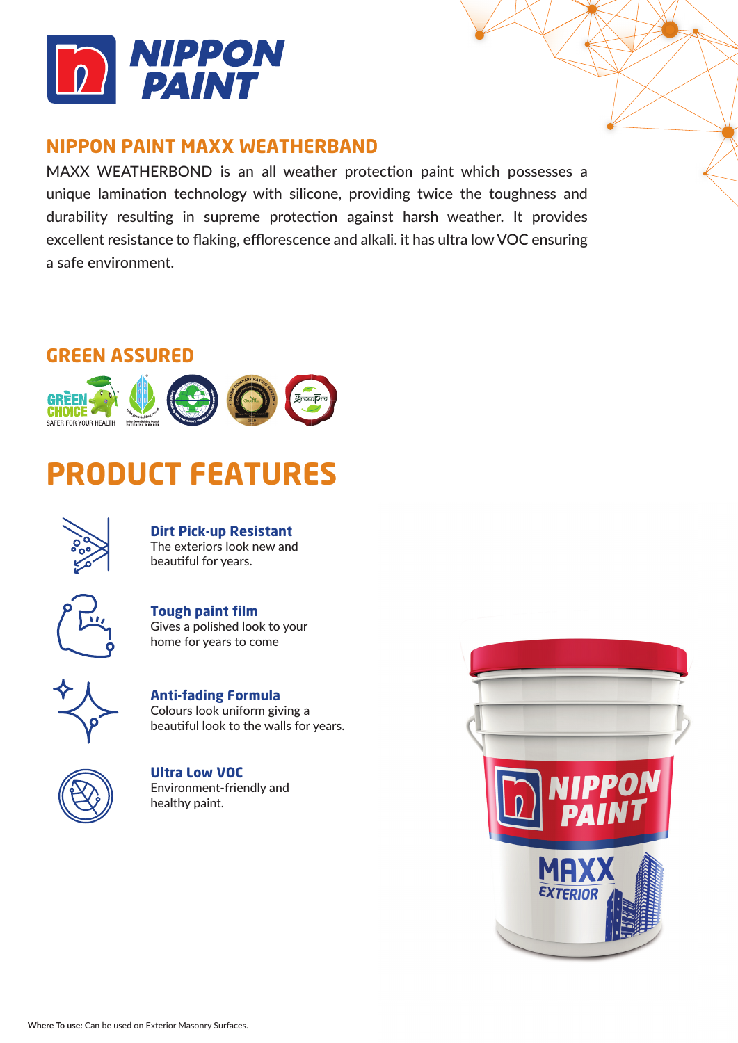# NIPPON PAINT

## NIPPON PAINT MAXX WEATHERBAND

MAXX WEATHERBOND is an all weather protection paint which possesses a unique lamination technology with silicone, providing twice the toughness and durability resulting in supreme protection against harsh weather. It provides excellent resistance to flaking, efflorescence and alkali. it has ultra low VOC ensuring a safe environment.

## GREEN ASSURED

GREEN CHOICE
SAFER FOR YOUR HEALTH

# PRODUCT FEATURES

**Dirt Pick-up Resistant**
The exteriors look new and beautiful for years.

**Tough paint film**
Gives a polished look to your home for years to come

**Anti-fading Formula**
Colours look uniform giving a beautiful look to the walls for years.

**Ultra Low VOC**
Environment-friendly and healthy paint.

**Where To use:** Can be used on Exterior Masonry Surfaces.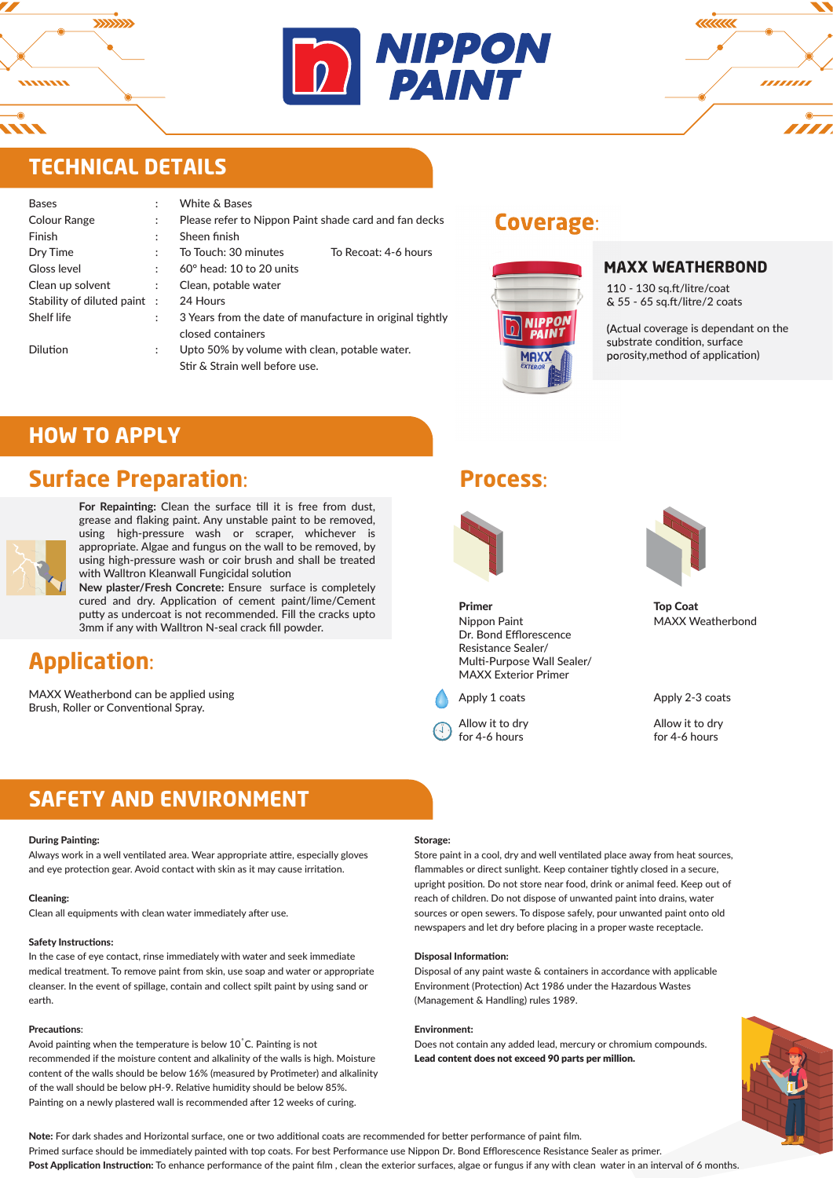# NIPPON PAINT

## TECHNICAL DETAILS

| | | |
|---|---|---|
| Bases | : | White & Bases |
| Colour Range | : | Please refer to Nippon Paint shade card and fan decks |
| Finish | : | Sheen finish |
| Dry Time | : | To Touch: 30 minutes To Recoat: 4-6 hours |
| Gloss level | : | 60° head: 10 to 20 units |
| Clean up solvent | : | Clean, potable water |
| Stability of diluted paint | : | 24 Hours |
| Shelf life | : | 3 Years from the date of manufacture in original tightly closed containers |
| Dilution | : | Upto 50% by volume with clean, potable water. Stir & Strain well before use. |

## Coverage:

### MAXX WEATHERBOND

110 - 130 sq.ft/litre/coat
& 55 - 65 sq.ft/litre/2 coats

(Actual coverage is dependant on the substrate condition, surface porosity,method of application)

## HOW TO APPLY

### Surface Preparation:

**For Repainting:** Clean the surface till it is free from dust, grease and flaking paint. Any unstable paint to be removed, using high-pressure wash or scraper, whichever is appropriate. Algae and fungus on the wall to be removed, by using high-pressure wash or coir brush and shall be treated with Walltron Kleanwall Fungicidal solution

**New plaster/Fresh Concrete:** Ensure surface is completely cured and dry. Application of cement paint/lime/Cement putty as undercoat is not recommended. Fill the cracks upto 3mm if any with Walltron N-seal crack fill powder.

### Application:

MAXX Weatherbond can be applied using Brush, Roller or Conventional Spray.

### Process:

| | Primer | Top Coat |
|---|---|---|
| | Nippon Paint Dr. Bond Efflorescence Resistance Sealer/ Multi-Purpose Wall Sealer/ MAXX Exterior Primer | MAXX Weatherbond |
| | Apply 1 coats | Apply 2-3 coats |
| | Allow it to dry for 4-6 hours | Allow it to dry for 4-6 hours |

## SAFETY AND ENVIRONMENT

**During Painting:**
Always work in a well ventilated area. Wear appropriate attire, especially gloves and eye protection gear. Avoid contact with skin as it may cause irritation.

**Cleaning:**
Clean all equipments with clean water immediately after use.

**Safety Instructions:**
In the case of eye contact, rinse immediately with water and seek immediate medical treatment. To remove paint from skin, use soap and water or appropriate cleanser. In the event of spillage, contain and collect spilt paint by using sand or earth.

**Precautions:**
Avoid painting when the temperature is below 10˚C. Painting is not recommended if the moisture content and alkalinity of the walls is high. Moisture content of the walls should be below 16% (measured by Protimeter) and alkalinity of the wall should be below pH-9. Relative humidity should be below 85%. Painting on a newly plastered wall is recommended after 12 weeks of curing.

**Storage:**
Store paint in a cool, dry and well ventilated place away from heat sources, flammables or direct sunlight. Keep container tightly closed in a secure, upright position. Do not store near food, drink or animal feed. Keep out of reach of children. Do not dispose of unwanted paint into drains, water sources or open sewers. To dispose safely, pour unwanted paint onto old newspapers and let dry before placing in a proper waste receptacle.

**Disposal Information:**
Disposal of any paint waste & containers in accordance with applicable Environment (Protection) Act 1986 under the Hazardous Wastes (Management & Handling) rules 1989.

**Environment:**
Does not contain any added lead, mercury or chromium compounds.
**Lead content does not exceed 90 parts per million.**

**Note:** For dark shades and Horizontal surface, one or two additional coats are recommended for better performance of paint film.
Primed surface should be immediately painted with top coats. For best Performance use Nippon Dr. Bond Efflorescence Resistance Sealer as primer.
**Post Application Instruction:** To enhance performance of the paint film , clean the exterior surfaces, algae or fungus if any with clean water in an interval of 6 months.